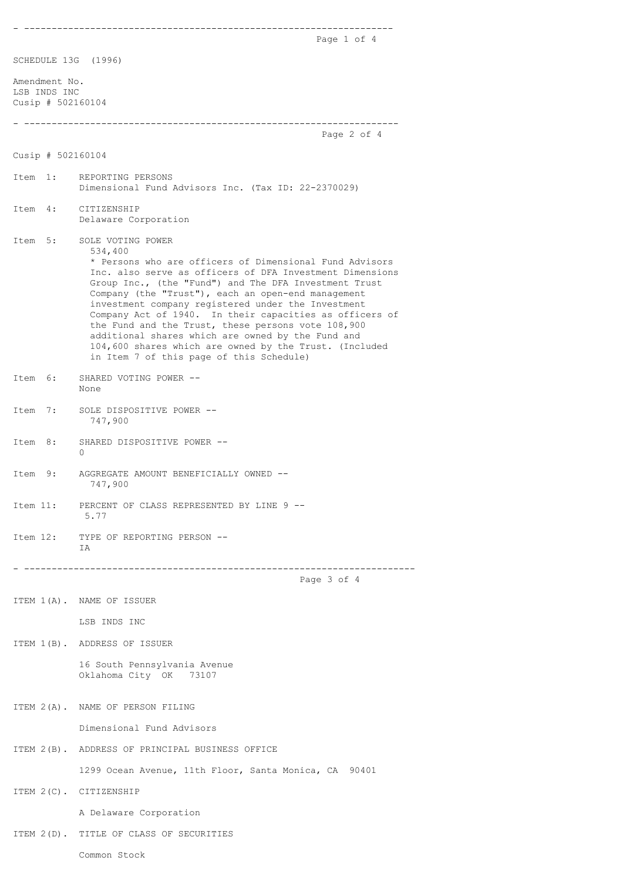SCHEDULE 13G (1996)

Amendment No.
LSB INDS INC
Cusip # 502160104

---

Cusip # 502160104

Item 1: REPORTING PERSONS
Dimensional Fund Advisors Inc. (Tax ID: 22-2370029)

Item 4: CITIZENSHIP
Delaware Corporation

Item 5: SOLE VOTING POWER
534,400
* Persons who are officers of Dimensional Fund Advisors Inc. also serve as officers of DFA Investment Dimensions Group Inc., (the "Fund") and The DFA Investment Trust Company (the "Trust"), each an open-end management investment company registered under the Investment Company Act of 1940. In their capacities as officers of the Fund and the Trust, these persons vote 108,900 additional shares which are owned by the Fund and 104,600 shares which are owned by the Trust. (Included in Item 7 of this page of this Schedule)

Item 6: SHARED VOTING POWER --
None

Item 7: SOLE DISPOSITIVE POWER --
747,900

Item 8: SHARED DISPOSITIVE POWER --
0

Item 9: AGGREGATE AMOUNT BENEFICIALLY OWNED --
747,900

Item 11: PERCENT OF CLASS REPRESENTED BY LINE 9 --
5.77

Item 12: TYPE OF REPORTING PERSON --
IA

---

ITEM 1(A). NAME OF ISSUER

LSB INDS INC

ITEM 1(B). ADDRESS OF ISSUER

16 South Pennsylvania Avenue
Oklahoma City OK 73107

ITEM 2(A). NAME OF PERSON FILING

Dimensional Fund Advisors

ITEM 2(B). ADDRESS OF PRINCIPAL BUSINESS OFFICE

1299 Ocean Avenue, 11th Floor, Santa Monica, CA 90401

ITEM 2(C). CITIZENSHIP

A Delaware Corporation

ITEM 2(D). TITLE OF CLASS OF SECURITIES

Common Stock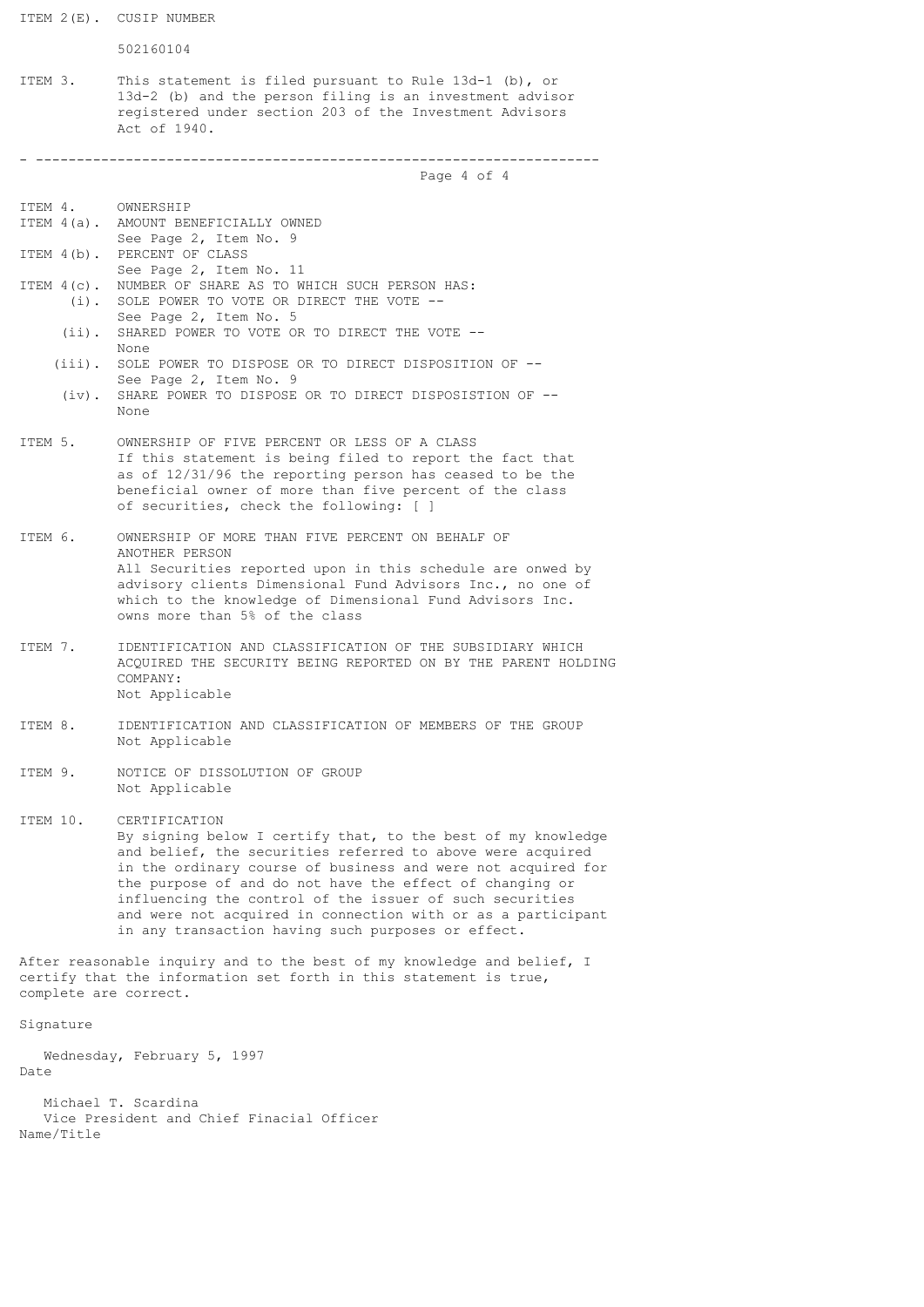ITEM 2(E). CUSIP NUMBER

502160104

ITEM 3. This statement is filed pursuant to Rule 13d-1 (b), or 13d-2 (b) and the person filing is an investment advisor registered under section 203 of the Investment Advisors Act of 1940.

ITEM 4. OWNERSHIP

ITEM 4(a). AMOUNT BENEFICIALLY OWNED
See Page 2, Item No. 9

ITEM 4(b). PERCENT OF CLASS
See Page 2, Item No. 11

ITEM 4(c). NUMBER OF SHARE AS TO WHICH SUCH PERSON HAS:

(i). SOLE POWER TO VOTE OR DIRECT THE VOTE --
See Page 2, Item No. 5

(ii). SHARED POWER TO VOTE OR TO DIRECT THE VOTE --
None

(iii). SOLE POWER TO DISPOSE OR TO DIRECT DISPOSITION OF --
See Page 2, Item No. 9

(iv). SHARE POWER TO DISPOSE OR TO DIRECT DISPOSISTION OF --
None

ITEM 5. OWNERSHIP OF FIVE PERCENT OR LESS OF A CLASS
If this statement is being filed to report the fact that as of 12/31/96 the reporting person has ceased to be the beneficial owner of more than five percent of the class of securities, check the following: [ ]

ITEM 6. OWNERSHIP OF MORE THAN FIVE PERCENT ON BEHALF OF ANOTHER PERSON
All Securities reported upon in this schedule are onwed by advisory clients Dimensional Fund Advisors Inc., no one of which to the knowledge of Dimensional Fund Advisors Inc. owns more than 5% of the class

ITEM 7. IDENTIFICATION AND CLASSIFICATION OF THE SUBSIDIARY WHICH ACQUIRED THE SECURITY BEING REPORTED ON BY THE PARENT HOLDING COMPANY:
Not Applicable

ITEM 8. IDENTIFICATION AND CLASSIFICATION OF MEMBERS OF THE GROUP
Not Applicable

ITEM 9. NOTICE OF DISSOLUTION OF GROUP
Not Applicable

ITEM 10. CERTIFICATION
By signing below I certify that, to the best of my knowledge and belief, the securities referred to above were acquired in the ordinary course of business and were not acquired for the purpose of and do not have the effect of changing or influencing the control of the issuer of such securities and were not acquired in connection with or as a participant in any transaction having such purposes or effect.

After reasonable inquiry and to the best of my knowledge and belief, I certify that the information set forth in this statement is true, complete are correct.

Signature

Wednesday, February 5, 1997
Date

Michael T. Scardina
Vice President and Chief Finacial Officer
Name/Title